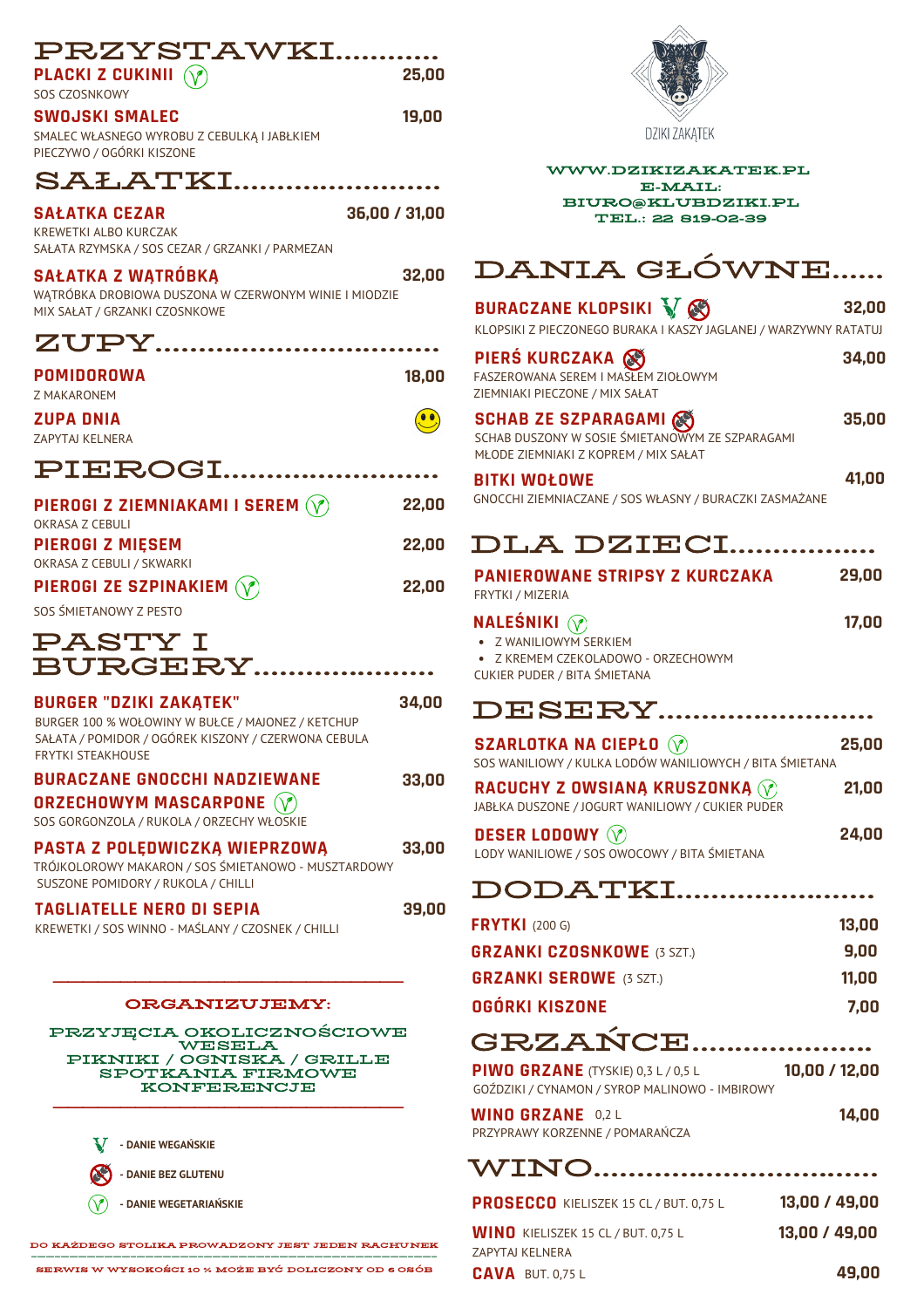# PRZYSTAWKI

**PLACKI Z CUKINII** (V) — 25,00
SOS CZOSNKOWY

**SWOJSKI SMALEC** — 19,00
SMALEC WŁASNEGO WYROBU Z CEBULKĄ I JABŁKIEM
PIECZYWO / OGÓRKI KISZONE

# SAŁATKI

**SAŁATKA CEZAR** — 36,00 / 31,00
KREWETKI ALBO KURCZAK
SAŁATA RZYMSKA / SOS CEZAR / GRZANKI / PARMEZAN

**SAŁATKA Z WĄTRÓBKĄ** — 32,00
WĄTRÓBKA DROBIOWA DUSZONA W CZERWONYM WINIE I MIODZIE
MIX SAŁAT / GRZANKI CZOSNKOWE

# ZUPY

**POMIDOROWA** — 18,00
Z MAKARONEM

**ZUPA DNIA**
ZAPYTAJ KELNERA

# PIEROGI

**PIEROGI Z ZIEMNIAKAMI I SEREM** (V) — 22,00
OKRASA Z CEBULI

**PIEROGI Z MIĘSEM** — 22,00
OKRASA Z CEBULI / SKWARKI

**PIEROGI ZE SZPINAKIEM** (V) — 22,00
SOS ŚMIETANOWY Z PESTO

# PASTY I BURGERY

**BURGER "DZIKI ZAKĄTEK"** — 34,00
BURGER 100 % WOŁOWINY W BUŁCE / MAJONEZ / KETCHUP
SAŁATA / POMIDOR / OGÓREK KISZONY / CZERWONA CEBULA
FRYTKI STEAKHOUSE

**BURACZANE GNOCCHI NADZIEWANE ORZECHOWYM MASCARPONE** (V) — 33,00
SOS GORGONZOLA / RUKOLA / ORZECHY WŁOSKIE

**PASTA Z POLĘDWICZKĄ WIEPRZOWĄ** — 33,00
TRÓJKOLOROWY MAKARON / SOS ŚMIETANOWO - MUSZTARDOWY
SUSZONE POMIDORY / RUKOLA / CHILLI

**TAGLIATELLE NERO DI SEPIA** — 39,00
KREWETKI / SOS WINNO - MAŚLANY / CZOSNEK / CHILLI

---

**ORGANIZUJEMY:**

PRZYJĘCIA OKOLICZNOŚCIOWE
WESELA
PIKNIKI / OGNISKA / GRILLE
SPOTKANIA FIRMOWE
KONFERENCJE

---

V - DANIE WEGAŃSKIE
(bez glutenu) - DANIE BEZ GLUTENU
(V) - DANIE WEGETARIAŃSKIE

DO KAŻDEGO STOLIKA PROWADZONY JEST JEDEN RACHUNEK

SERWIS W WYSOKOŚCI 10 % MOŻE BYĆ DOLICZONY OD 6 OSÓB

DZIKI ZAKĄTEK

WWW.DZIKIZAKATEK.PL
E-MAIL: BIURO@KLUBDZIKI.PL
TEL.: 22 819-02-39

# DANIA GŁÓWNE

**BURACZANE KLOPSIKI** V (bez glutenu) — 32,00
KLOPSIKI Z PIECZONEGO BURAKA I KASZY JAGLANEJ / WARZYWNY RATATUJ

**PIERŚ KURCZAKA** (bez glutenu) — 34,00
FASZEROWANA SEREM I MASŁEM ZIOŁOWYM
ZIEMNIAKI PIECZONE / MIX SAŁAT

**SCHAB ZE SZPARAGAMI** (bez glutenu) — 35,00
SCHAB DUSZONY W SOSIE ŚMIETANOWYM ZE SZPARAGAMI
MŁODE ZIEMNIAKI Z KOPREM / MIX SAŁAT

**BITKI WOŁOWE** — 41,00
GNOCCHI ZIEMNIACZANE / SOS WŁASNY / BURACZKI ZASMAŻANE

# DLA DZIECI

**PANIEROWANE STRIPSY Z KURCZAKA** — 29,00
FRYTKI / MIZERIA

**NALEŚNIKI** (V) — 17,00
- Z WANILIOWYM SERKIEM
- Z KREMEM CZEKOLADOWO - ORZECHOWYM

CUKIER PUDER / BITA ŚMIETANA

# DESERY

**SZARLOTKA NA CIEPŁO** (V) — 25,00
SOS WANILIOWY / KULKA LODÓW WANILIOWYCH / BITA ŚMIETANA

**RACUCHY Z OWSIANĄ KRUSZONKĄ** (V) — 21,00
JABŁKA DUSZONE / JOGURT WANILIOWY / CUKIER PUDER

**DESER LODOWY** (V) — 24,00
LODY WANILIOWE / SOS OWOCOWY / BITA ŚMIETANA

# DODATKI

| | |
|---|---|
| **FRYTKI** (200 G) | 13,00 |
| **GRZANKI CZOSNKOWE** (3 SZT.) | 9,00 |
| **GRZANKI SEROWE** (3 SZT.) | 11,00 |
| **OGÓRKI KISZONE** | 7,00 |

# GRZAŃCE

**PIWO GRZANE** (TYSKIE) 0,3 L / 0,5 L — 10,00 / 12,00
GOŹDZIKI / CYNAMON / SYROP MALINOWO - IMBIROWY

**WINO GRZANE** 0,2 L — 14,00
PRZYPRAWY KORZENNE / POMARAŃCZA

# WINO

**PROSECCO** KIELISZEK 15 CL / BUT. 0,75 L — 13,00 / 49,00

**WINO** KIELISZEK 15 CL / BUT. 0,75 L — 13,00 / 49,00
ZAPYTAJ KELNERA

**CAVA** BUT. 0,75 L — 49,00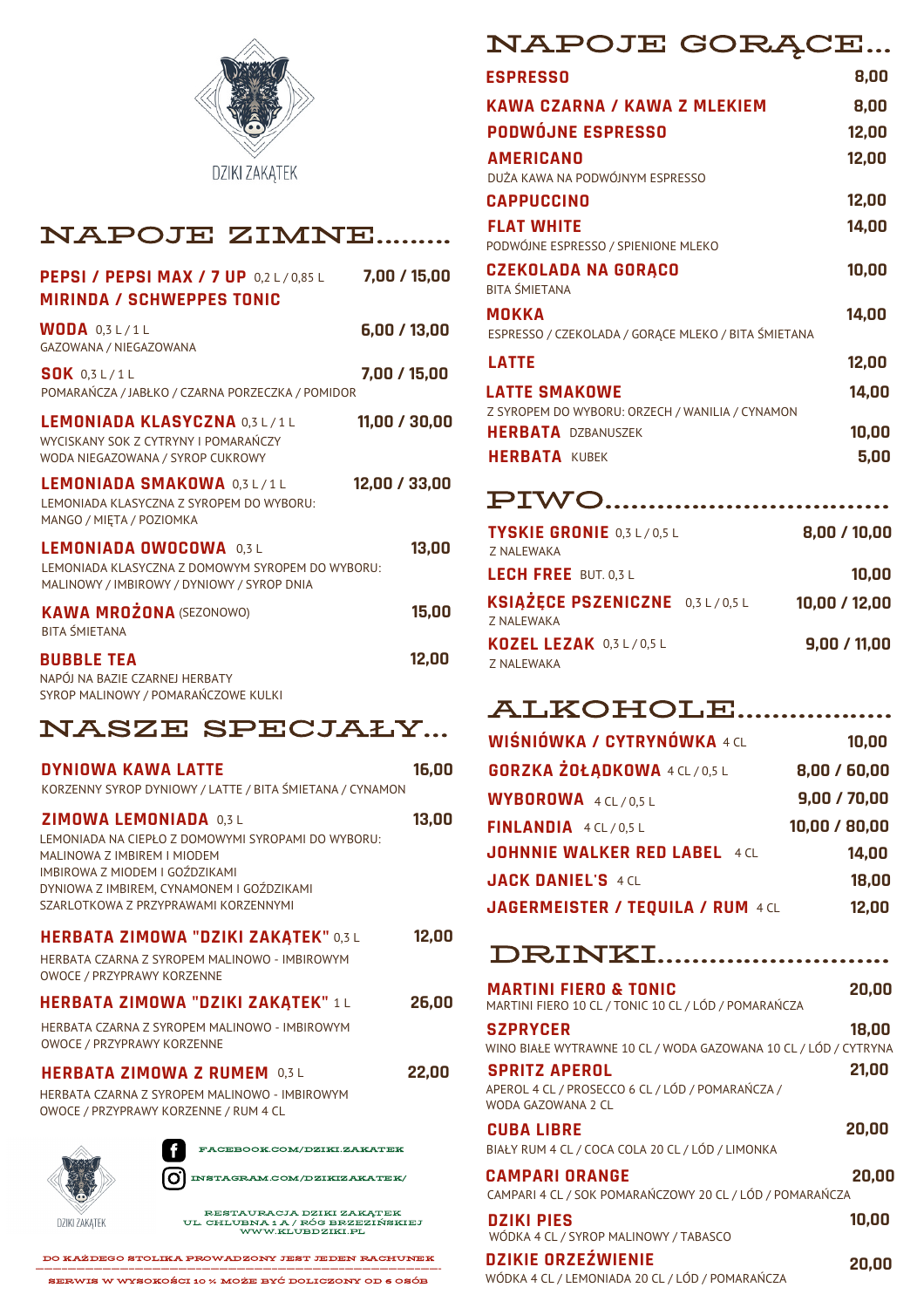DZIKI ZAKĄTEK

# NAPOJE ZIMNE

**PEPSI / PEPSI MAX / 7 UP** 0,2 L / 0,85 L — **7,00 / 15,00**
**MIRINDA / SCHWEPPES TONIC**

**WODA** 0,3 L / 1 L — **6,00 / 13,00**
GAZOWANA / NIEGAZOWANA

**SOK** 0,3 L / 1 L — **7,00 / 15,00**
POMARAŃCZA / JABŁKO / CZARNA PORZECZKA / POMIDOR

**LEMONIADA KLASYCZNA** 0,3 L / 1 L — **11,00 / 30,00**
WYCISKANY SOK Z CYTRYNY I POMARAŃCZY
WODA NIEGAZOWANA / SYROP CUKROWY

**LEMONIADA SMAKOWA** 0,3 L / 1 L — **12,00 / 33,00**
LEMONIADA KLASYCZNA Z SYROPEM DO WYBORU:
MANGO / MIĘTA / POZIOMKA

**LEMONIADA OWOCOWA** 0,3 L — **13,00**
LEMONIADA KLASYCZNA Z DOMOWYM SYROPEM DO WYBORU:
MALINOWY / IMBIROWY / DYNIOWY / SYROP DNIA

**KAWA MROŻONA** (SEZONOWO) — **15,00**
BITA ŚMIETANA

**BUBBLE TEA** — **12,00**
NAPÓJ NA BAZIE CZARNEJ HERBATY
SYROP MALINOWY / POMARAŃCZOWE KULKI

# NASZE SPECJAŁY

**DYNIOWA KAWA LATTE** — **16,00**
KORZENNY SYROP DYNIOWY / LATTE / BITA ŚMIETANA / CYNAMON

**ZIMOWA LEMONIADA** 0,3 L — **13,00**
LEMONIADA NA CIEPŁO Z DOMOWYMI SYROPAMI DO WYBORU:
MALINOWA Z IMBIREM I MIODEM
IMBIROWA Z MIODEM I GOŹDZIKAMI
DYNIOWA Z IMBIREM, CYNAMONEM I GOŹDZIKAMI
SZARLOTKOWA Z PRZYPRAWAMI KORZENNYMI

**HERBATA ZIMOWA "DZIKI ZAKĄTEK"** 0,3 L — **12,00**
HERBATA CZARNA Z SYROPEM MALINOWO - IMBIROWYM
OWOCE / PRZYPRAWY KORZENNE

**HERBATA ZIMOWA "DZIKI ZAKĄTEK"** 1 L — **26,00**
HERBATA CZARNA Z SYROPEM MALINOWO - IMBIROWYM
OWOCE / PRZYPRAWY KORZENNE

**HERBATA ZIMOWA Z RUMEM** 0,3 L — **22,00**
HERBATA CZARNA Z SYROPEM MALINOWO - IMBIROWYM
OWOCE / PRZYPRAWY KORZENNE / RUM 4 CL

# NAPOJE GORĄCE

**ESPRESSO** — **8,00**

**KAWA CZARNA / KAWA Z MLEKIEM** — **8,00**

**PODWÓJNE ESPRESSO** — **12,00**

**AMERICANO** — **12,00**
DUŻA KAWA NA PODWÓJNYM ESPRESSO

**CAPPUCCINO** — **12,00**

**FLAT WHITE** — **14,00**
PODWÓJNE ESPRESSO / SPIENIONE MLEKO

**CZEKOLADA NA GORĄCO** — **10,00**
BITA ŚMIETANA

**MOKKA** — **14,00**
ESPRESSO / CZEKOLADA / GORĄCE MLEKO / BITA ŚMIETANA

**LATTE** — **12,00**

**LATTE SMAKOWE** — **14,00**
Z SYROPEM DO WYBORU: ORZECH / WANILIA / CYNAMON

**HERBATA** DZBANUSZEK — **10,00**

**HERBATA** KUBEK — **5,00**

# PIWO

**TYSKIE GRONIE** 0,3 L / 0,5 L — **8,00 / 10,00**
Z NALEWAKA

**LECH FREE** BUT. 0,3 L — **10,00**

**KSIĄŻĘCE PSZENICZNE** 0,3 L / 0,5 L — **10,00 / 12,00**
Z NALEWAKA

**KOZEL LEZAK** 0,3 L / 0,5 L — **9,00 / 11,00**
Z NALEWAKA

# ALKOHOLE

**WIŚNIÓWKA / CYTRYNÓWKA** 4 CL — **10,00**

**GORZKA ŻOŁĄDKOWA** 4 CL / 0,5 L — **8,00 / 60,00**

**WYBOROWA** 4 CL / 0,5 L — **9,00 / 70,00**

**FINLANDIA** 4 CL / 0,5 L — **10,00 / 80,00**

**JOHNNIE WALKER RED LABEL** 4 CL — **14,00**

**JACK DANIEL'S** 4 CL — **18,00**

**JAGERMEISTER / TEQUILA / RUM** 4 CL — **12,00**

# DRINKI

**MARTINI FIERO & TONIC** — **20,00**
MARTINI FIERO 10 CL / TONIC 10 CL / LÓD / POMARAŃCZA

**SZPRYCER** — **18,00**
WINO BIAŁE WYTRAWNE 10 CL / WODA GAZOWANA 10 CL / LÓD / CYTRYNA

**SPRITZ APEROL** — **21,00**
APEROL 4 CL / PROSECCO 6 CL / LÓD / POMARAŃCZA /
WODA GAZOWANA 2 CL

**CUBA LIBRE** — **20,00**
BIAŁY RUM 4 CL / COCA COLA 20 CL / LÓD / LIMONKA

**CAMPARI ORANGE** — **20,00**
CAMPARI 4 CL / SOK POMARAŃCZOWY 20 CL / LÓD / POMARAŃCZA

**DZIKI PIES** — **10,00**
WÓDKA 4 CL / SYROP MALINOWY / TABASCO

**DZIKIE ORZEŹWIENIE** — **20,00**
WÓDKA 4 CL / LEMONIADA 20 CL / LÓD / POMARAŃCZA

---

DZIKI ZAKĄTEK

FACEBOOK.COM/DZIKI.ZAKATEK

INSTAGRAM.COM/DZIKIZAKATEK/

RESTAURACJA DZIKI ZAKĄTEK
UL. CHLUBNA 1 A / RÓG BRZEZIŃSKIEJ
WWW.KLUBDZIKI.PL

DO KAŻDEGO STOLIKA PROWADZONY JEST JEDEN RACHUNEK

SERWIS W WYSOKOŚCI 10 % MOŻE BYĆ DOLICZONY OD 6 OSÓB